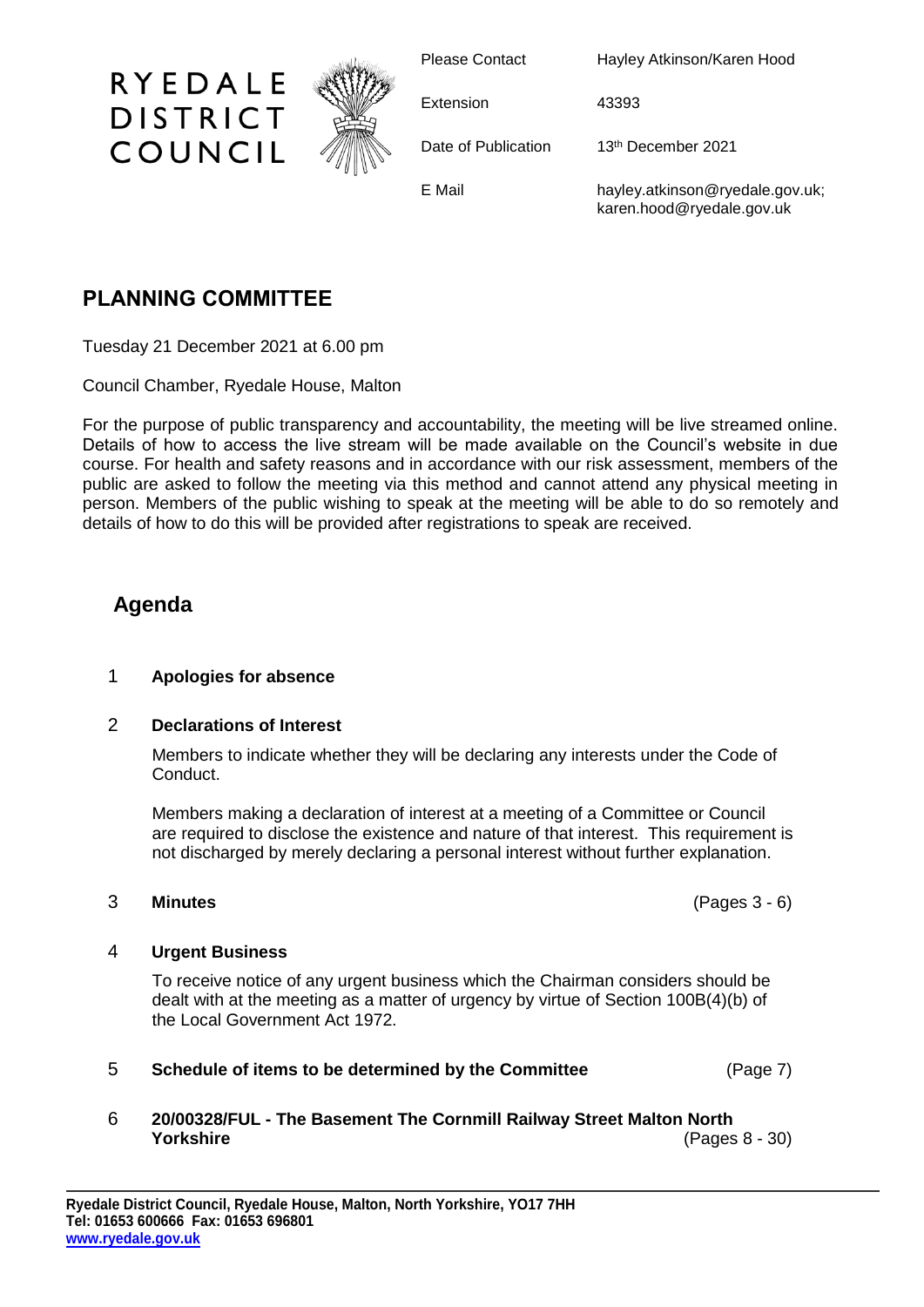RYEDALE DISTRICT COUNCIL

| | |
|---|---|
| Please Contact | Hayley Atkinson/Karen Hood |
| Extension | 43393 |
| Date of Publication | 13th December 2021 |
| E Mail | hayley.atkinson@ryedale.gov.uk; karen.hood@ryedale.gov.uk |

# PLANNING COMMITTEE

Tuesday 21 December 2021 at 6.00 pm

Council Chamber, Ryedale House, Malton

For the purpose of public transparency and accountability, the meeting will be live streamed online. Details of how to access the live stream will be made available on the Council's website in due course. For health and safety reasons and in accordance with our risk assessment, members of the public are asked to follow the meeting via this method and cannot attend any physical meeting in person. Members of the public wishing to speak at the meeting will be able to do so remotely and details of how to do this will be provided after registrations to speak are received.

## Agenda

1 **Apologies for absence**

2 **Declarations of Interest**

Members to indicate whether they will be declaring any interests under the Code of Conduct.

Members making a declaration of interest at a meeting of a Committee or Council are required to disclose the existence and nature of that interest. This requirement is not discharged by merely declaring a personal interest without further explanation.

3 **Minutes** (Pages 3 - 6)

4 **Urgent Business**

To receive notice of any urgent business which the Chairman considers should be dealt with at the meeting as a matter of urgency by virtue of Section 100B(4)(b) of the Local Government Act 1972.

5 **Schedule of items to be determined by the Committee** (Page 7)

6 **20/00328/FUL - The Basement The Cornmill Railway Street Malton North Yorkshire** (Pages 8 - 30)

**Ryedale District Council, Ryedale House, Malton, North Yorkshire, YO17 7HH**
**Tel: 01653 600666 Fax: 01653 696801**
**www.ryedale.gov.uk**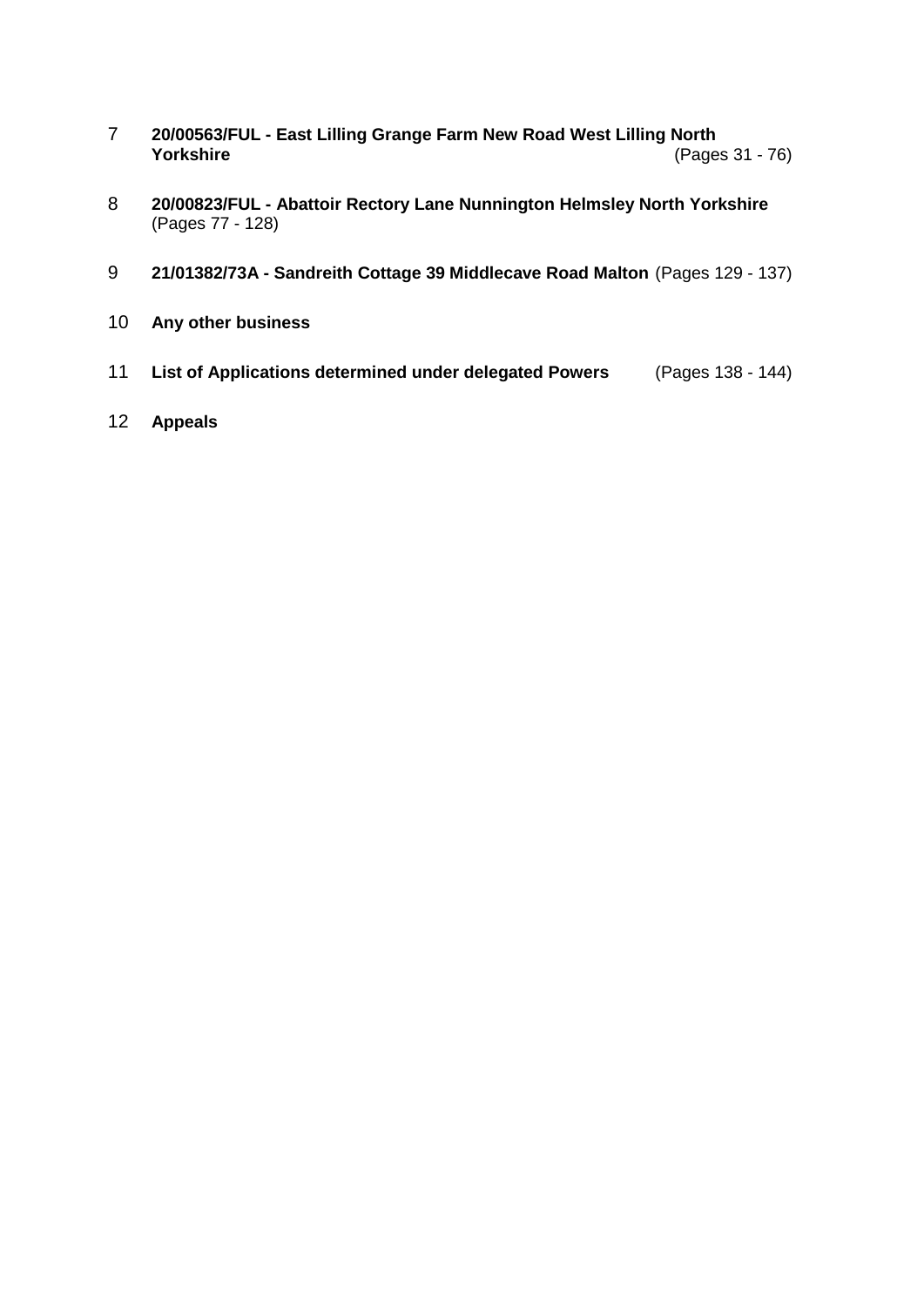7 **20/00563/FUL - East Lilling Grange Farm New Road West Lilling North Yorkshire** (Pages 31 - 76)

8 **20/00823/FUL - Abattoir Rectory Lane Nunnington Helmsley North Yorkshire** (Pages 77 - 128)

9 **21/01382/73A - Sandreith Cottage 39 Middlecave Road Malton** (Pages 129 - 137)

10 **Any other business**

11 **List of Applications determined under delegated Powers** (Pages 138 - 144)

12 **Appeals**